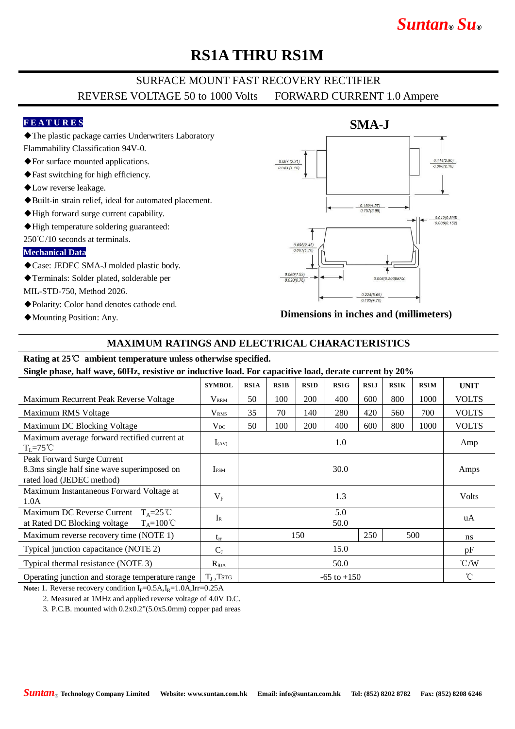# RS1A THRU RS1M

SURFACE MOUNT FAST RECOVERY RECTIFIER

REVERSE VOLTAGE 50 to 1000 Volts    FORWARD CURRENT 1.0 Ampere

## FEATURES

- ◆The plastic package carries Underwriters Laboratory Flammability Classification 94V-0.
- ◆For surface mounted applications.
- ◆Fast switching for high efficiency.
- ◆Low reverse leakage.
- ◆Built-in strain relief, ideal for automated placement.
- ◆High forward surge current capability.
- ◆High temperature soldering guaranteed: 250℃/10 seconds at terminals.

## Mechanical Data

- ◆Case: JEDEC SMA-J molded plastic body.
- ◆Terminals: Solder plated, solderable per MIL-STD-750, Method 2026.
- ◆Polarity: Color band denotes cathode end.
- ◆Mounting Position: Any.

**SMA-J**

0.087 (2.21) / 0.043 (1.10); 0.114(2.90) / 0.086(2.18); 0.180(4.57) / 0.157(3.99); 0.012(0.305) / 0.006(0.152); 0.096(2.45) / 0.067(1.70); 0.060(1.52) / 0.030(0.76); 0.008(0.203)MAX.; 0.224(5.69) / 0.185(4.70)

**Dimensions in inches and (millimeters)**

## MAXIMUM RATINGS AND ELECTRICAL CHARACTERISTICS

**Rating at 25℃ ambient temperature unless otherwise specified.**

**Single phase, half wave, 60Hz, resistive or inductive load. For capacitive load, derate current by 20%**

| | SYMBOL | RS1A | RS1B | RS1D | RS1G | RS1J | RS1K | RS1M | UNIT |
|---|---|---|---|---|---|---|---|---|---|
| Maximum Recurrent Peak Reverse Voltage | $V_{RRM}$ | 50 | 100 | 200 | 400 | 600 | 800 | 1000 | VOLTS |
| Maximum RMS Voltage | $V_{RMS}$ | 35 | 70 | 140 | 280 | 420 | 560 | 700 | VOLTS |
| Maximum DC Blocking Voltage | $V_{DC}$ | 50 | 100 | 200 | 400 | 600 | 800 | 1000 | VOLTS |
| Maximum average forward rectified current at $T_L$=75℃ | $I_{(AV)}$ | 1.0 | | | | | | | Amp |
| Peak Forward Surge Current 8.3ms single half sine wave superimposed on rated load (JEDEC method) | $I_{FSM}$ | 30.0 | | | | | | | Amps |
| Maximum Instantaneous Forward Voltage at 1.0A | $V_F$ | 1.3 | | | | | | | Volts |
| Maximum DC Reverse Current $T_A$=25℃ at Rated DC Blocking voltage $T_A$=100℃ | $I_R$ | 5.0 / 50.0 | | | | | | | uA |
| Maximum reverse recovery time (NOTE 1) | $t_{rr}$ | 150 | | | | 250 | 500 | | ns |
| Typical junction capacitance (NOTE 2) | $C_J$ | 15.0 | | | | | | | pF |
| Typical thermal resistance (NOTE 3) | $R_{\theta JA}$ | 50.0 | | | | | | | ℃/W |
| Operating junction and storage temperature range | $T_J$, $T_{STG}$ | -65 to +150 | | | | | | | ℃ |

**Note:** 1. Reverse recovery condition $I_F$=0.5A, $I_R$=1.0A, Irr=0.25A

2. Measured at 1MHz and applied reverse voltage of 4.0V D.C.

3. P.C.B. mounted with 0.2x0.2"(5.0x5.0mm) copper pad areas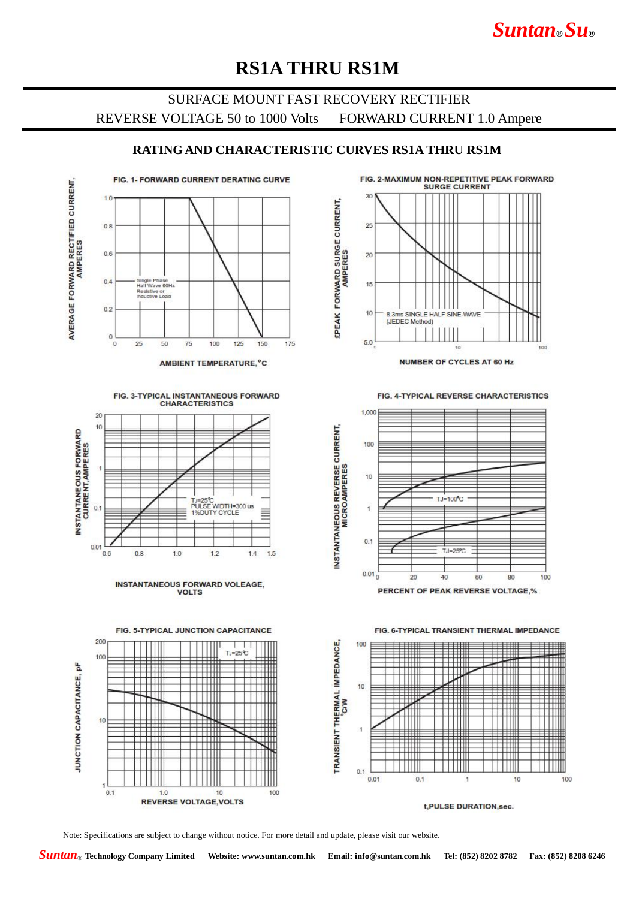# RS1A THRU RS1M

SURFACE MOUNT FAST RECOVERY RECTIFIER

REVERSE VOLTAGE 50 to 1000 Volts FORWARD CURRENT 1.0 Ampere

## RATING AND CHARACTERISTIC CURVES RS1A THRU RS1M

FIG. 1- FORWARD CURRENT DERATING CURVE

AVERAGE FORWARD RECTIFIED CURRENT, AMPERES

1.0
0.8
0.6
0.4
0.2
0

0 25 50 75 100 125 150 175

Single Phase
Half Wave 60Hz
Resistive or
Inductive Load

AMBIENT TEMPERATURE,°C

FIG. 2-MAXIMUM NON-REPETITIVE PEAK FORWARD SURGE CURRENT

£PEAK FORWARD SURGE CURRENT, AMPERES

30
25
20
15
10
5.0

1 10 100

8.3ms SINGLE HALF SINE-WAVE
(JEDEC Method)

NUMBER OF CYCLES AT 60 Hz

FIG. 3-TYPICAL INSTANTANEOUS FORWARD CHARACTERISTICS

INSTANTANEOUS FORWARD CURRENT,AMPERES

20
10
1
0.1
0.01

0.6 0.8 1.0 1.2 1.4 1.5

TJ=25℃
PULSE WIDTH=300 us
1%DUTY CYCLE

INSTANTANEOUS FORWARD VOLEAGE, VOLTS

FIG. 4-TYPICAL REVERSE CHARACTERISTICS

INSTANTANEOUS REVERSE CURRENT, MICROAMPERES

1,000
100
10
1
0.1
0.01

0 20 40 60 80 100

TJ=100℃
TJ=25℃

PERCENT OF PEAK REVERSE VOLTAGE,%

FIG. 5-TYPICAL JUNCTION CAPACITANCE

JUNCTION CAPACITANCE, pF

200
100
10
1

0.1 1.0 10 100

TJ=25℃

REVERSE VOLTAGE,VOLTS

FIG. 6-TYPICAL TRANSIENT THERMAL IMPEDANCE

TRANSIENT THERMAL IMPEDANCE, ℃/W

100
10
1
0.1

0.01 0.1 1 10 100

t,PULSE DURATION,sec.

Note: Specifications are subject to change without notice. For more detail and update, please visit our website.

Suntan® Technology Company Limited Website: www.suntan.com.hk Email: info@suntan.com.hk Tel: (852) 8202 8782 Fax: (852) 8208 6246